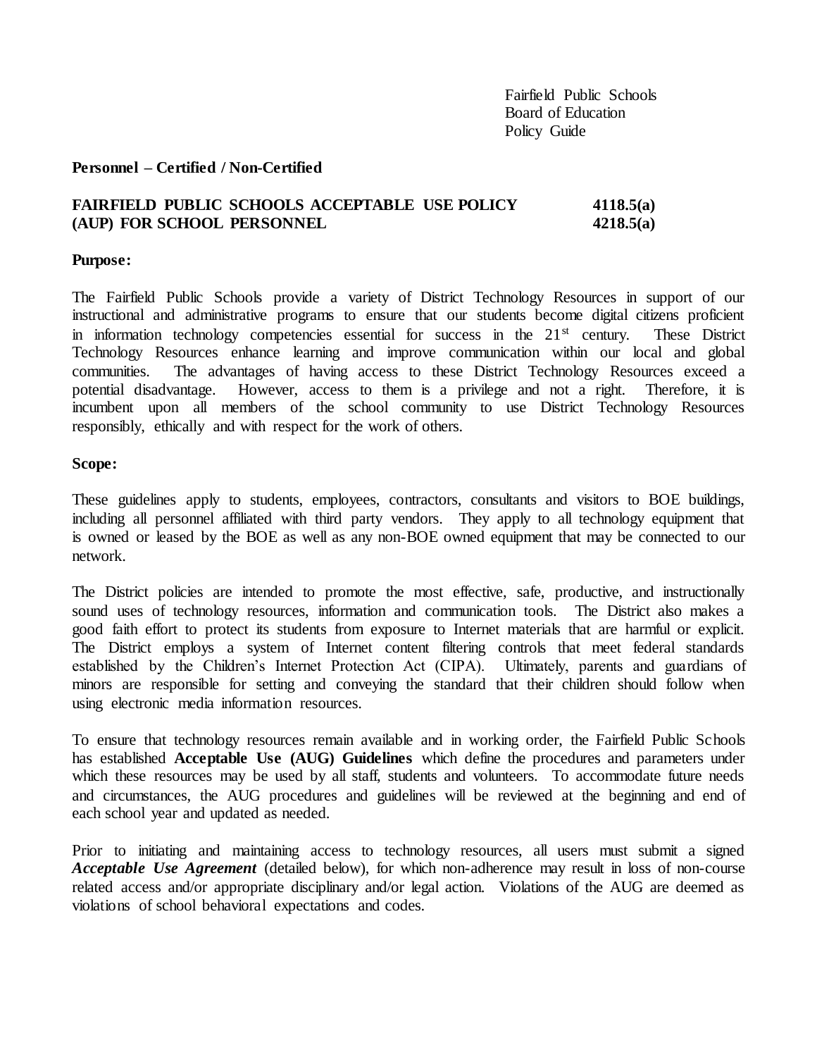Fairfield Public Schools
Board of Education
Policy Guide

**Personnel – Certified / Non-Certified**

**FAIRFIELD PUBLIC SCHOOLS ACCEPTABLE USE POLICY (AUP) FOR SCHOOL PERSONNEL** **4118.5(a)** **4218.5(a)**

**Purpose:**

The Fairfield Public Schools provide a variety of District Technology Resources in support of our instructional and administrative programs to ensure that our students become digital citizens proficient in information technology competencies essential for success in the 21st century. These District Technology Resources enhance learning and improve communication within our local and global communities. The advantages of having access to these District Technology Resources exceed a potential disadvantage. However, access to them is a privilege and not a right. Therefore, it is incumbent upon all members of the school community to use District Technology Resources responsibly, ethically and with respect for the work of others.

**Scope:**

These guidelines apply to students, employees, contractors, consultants and visitors to BOE buildings, including all personnel affiliated with third party vendors. They apply to all technology equipment that is owned or leased by the BOE as well as any non-BOE owned equipment that may be connected to our network.

The District policies are intended to promote the most effective, safe, productive, and instructionally sound uses of technology resources, information and communication tools. The District also makes a good faith effort to protect its students from exposure to Internet materials that are harmful or explicit. The District employs a system of Internet content filtering controls that meet federal standards established by the Children's Internet Protection Act (CIPA). Ultimately, parents and guardians of minors are responsible for setting and conveying the standard that their children should follow when using electronic media information resources.

To ensure that technology resources remain available and in working order, the Fairfield Public Schools has established **Acceptable Use (AUG) Guidelines** which define the procedures and parameters under which these resources may be used by all staff, students and volunteers. To accommodate future needs and circumstances, the AUG procedures and guidelines will be reviewed at the beginning and end of each school year and updated as needed.

Prior to initiating and maintaining access to technology resources, all users must submit a signed ***Acceptable Use Agreement*** (detailed below), for which non-adherence may result in loss of non-course related access and/or appropriate disciplinary and/or legal action. Violations of the AUG are deemed as violations of school behavioral expectations and codes.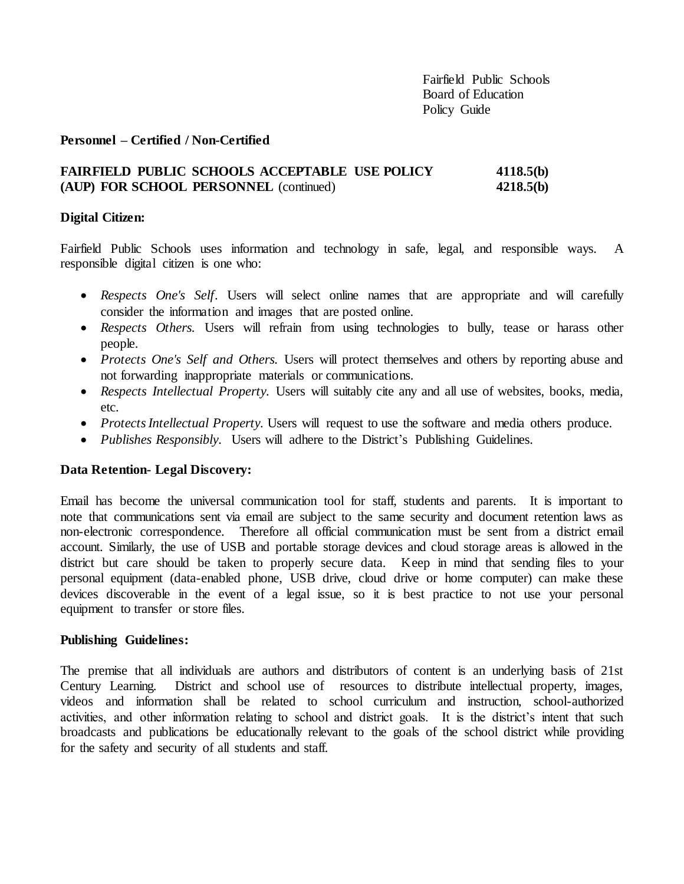Fairfield Public Schools
Board of Education
Policy Guide

**Personnel – Certified / Non-Certified**

**FAIRFIELD PUBLIC SCHOOLS ACCEPTABLE USE POLICY (AUP) FOR SCHOOL PERSONNEL** (continued) **4118.5(b) 4218.5(b)**

**Digital Citizen:**

Fairfield Public Schools uses information and technology in safe, legal, and responsible ways. A responsible digital citizen is one who:

- *Respects One's Self*. Users will select online names that are appropriate and will carefully consider the information and images that are posted online.
- *Respects Others.* Users will refrain from using technologies to bully, tease or harass other people.
- *Protects One's Self and Others.* Users will protect themselves and others by reporting abuse and not forwarding inappropriate materials or communications.
- *Respects Intellectual Property.* Users will suitably cite any and all use of websites, books, media, etc.
- *Protects Intellectual Property.* Users will request to use the software and media others produce.
- *Publishes Responsibly.* Users will adhere to the District's Publishing Guidelines.

**Data Retention- Legal Discovery:**

Email has become the universal communication tool for staff, students and parents. It is important to note that communications sent via email are subject to the same security and document retention laws as non-electronic correspondence. Therefore all official communication must be sent from a district email account. Similarly, the use of USB and portable storage devices and cloud storage areas is allowed in the district but care should be taken to properly secure data. Keep in mind that sending files to your personal equipment (data-enabled phone, USB drive, cloud drive or home computer) can make these devices discoverable in the event of a legal issue, so it is best practice to not use your personal equipment to transfer or store files.

**Publishing Guidelines:**

The premise that all individuals are authors and distributors of content is an underlying basis of 21st Century Learning. District and school use of resources to distribute intellectual property, images, videos and information shall be related to school curriculum and instruction, school-authorized activities, and other information relating to school and district goals. It is the district's intent that such broadcasts and publications be educationally relevant to the goals of the school district while providing for the safety and security of all students and staff.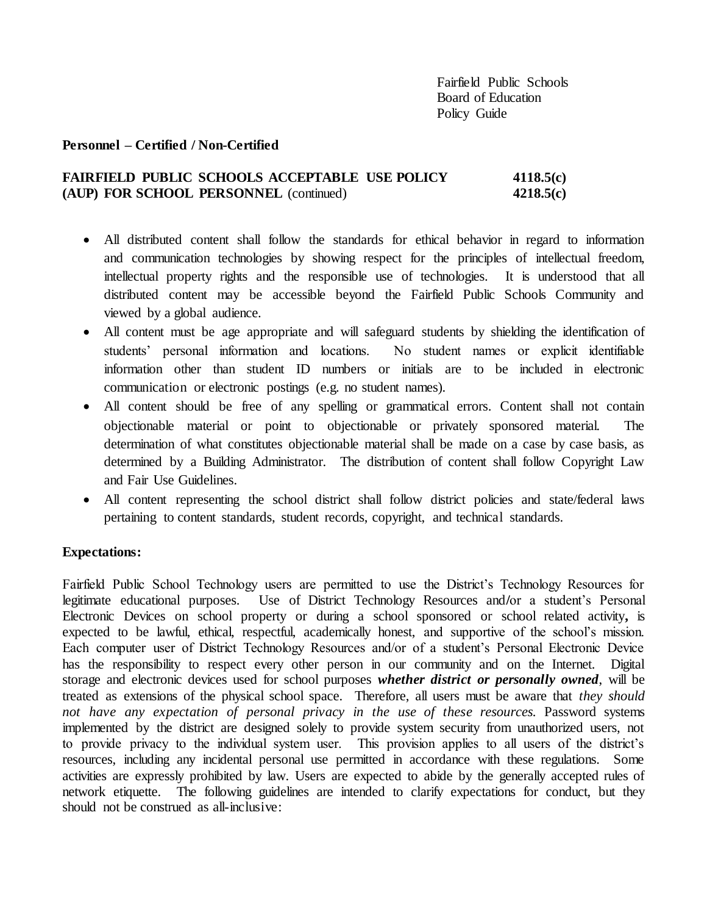**Personnel – Certified / Non-Certified**

**FAIRFIELD PUBLIC SCHOOLS ACCEPTABLE USE POLICY (AUP) FOR SCHOOL PERSONNEL** (continued) **4118.5(c) 4218.5(c)**

- All distributed content shall follow the standards for ethical behavior in regard to information and communication technologies by showing respect for the principles of intellectual freedom, intellectual property rights and the responsible use of technologies. It is understood that all distributed content may be accessible beyond the Fairfield Public Schools Community and viewed by a global audience.
- All content must be age appropriate and will safeguard students by shielding the identification of students' personal information and locations. No student names or explicit identifiable information other than student ID numbers or initials are to be included in electronic communication or electronic postings (e.g. no student names).
- All content should be free of any spelling or grammatical errors. Content shall not contain objectionable material or point to objectionable or privately sponsored material. The determination of what constitutes objectionable material shall be made on a case by case basis, as determined by a Building Administrator. The distribution of content shall follow Copyright Law and Fair Use Guidelines.
- All content representing the school district shall follow district policies and state/federal laws pertaining to content standards, student records, copyright, and technical standards.

**Expectations:**

Fairfield Public School Technology users are permitted to use the District's Technology Resources for legitimate educational purposes. Use of District Technology Resources and/or a student's Personal Electronic Devices on school property or during a school sponsored or school related activity**,** is expected to be lawful, ethical, respectful, academically honest, and supportive of the school's mission. Each computer user of District Technology Resources and/or of a student's Personal Electronic Device has the responsibility to respect every other person in our community and on the Internet. Digital storage and electronic devices used for school purposes ***whether district or personally owned***, will be treated as extensions of the physical school space. Therefore, all users must be aware that *they should not have any expectation of personal privacy in the use of these resources.* Password systems implemented by the district are designed solely to provide system security from unauthorized users, not to provide privacy to the individual system user. This provision applies to all users of the district's resources, including any incidental personal use permitted in accordance with these regulations. Some activities are expressly prohibited by law. Users are expected to abide by the generally accepted rules of network etiquette. The following guidelines are intended to clarify expectations for conduct, but they should not be construed as all-inclusive: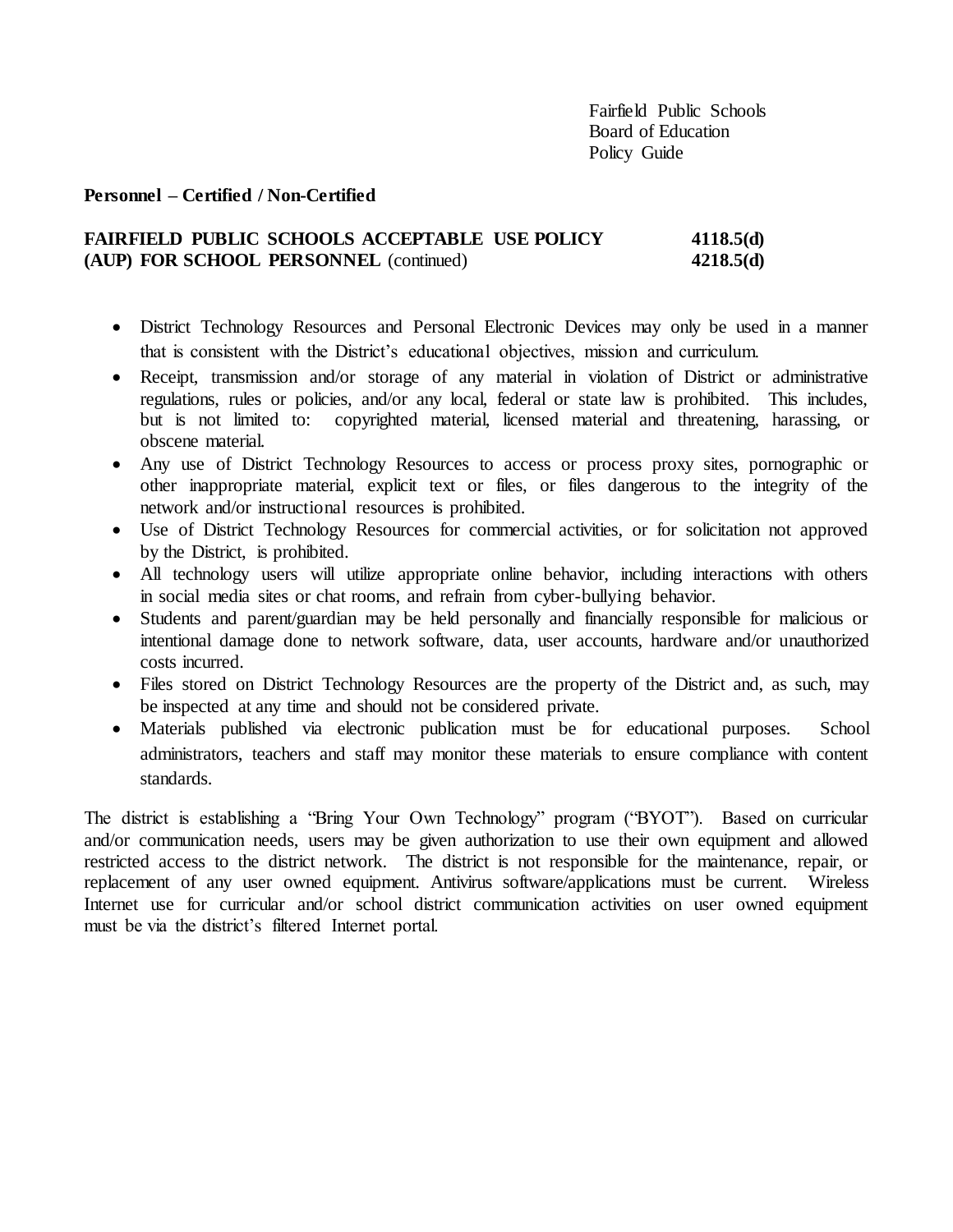Fairfield Public Schools
Board of Education
Policy Guide

**Personnel – Certified / Non-Certified**

**FAIRFIELD PUBLIC SCHOOLS ACCEPTABLE USE POLICY (AUP) FOR SCHOOL PERSONNEL** (continued) **4118.5(d) 4218.5(d)**

- District Technology Resources and Personal Electronic Devices may only be used in a manner that is consistent with the District's educational objectives, mission and curriculum.
- Receipt, transmission and/or storage of any material in violation of District or administrative regulations, rules or policies, and/or any local, federal or state law is prohibited. This includes, but is not limited to: copyrighted material, licensed material and threatening, harassing, or obscene material.
- Any use of District Technology Resources to access or process proxy sites, pornographic or other inappropriate material, explicit text or files, or files dangerous to the integrity of the network and/or instructional resources is prohibited.
- Use of District Technology Resources for commercial activities, or for solicitation not approved by the District, is prohibited.
- All technology users will utilize appropriate online behavior, including interactions with others in social media sites or chat rooms, and refrain from cyber-bullying behavior.
- Students and parent/guardian may be held personally and financially responsible for malicious or intentional damage done to network software, data, user accounts, hardware and/or unauthorized costs incurred.
- Files stored on District Technology Resources are the property of the District and, as such, may be inspected at any time and should not be considered private.
- Materials published via electronic publication must be for educational purposes. School administrators, teachers and staff may monitor these materials to ensure compliance with content standards.

The district is establishing a "Bring Your Own Technology" program ("BYOT"). Based on curricular and/or communication needs, users may be given authorization to use their own equipment and allowed restricted access to the district network. The district is not responsible for the maintenance, repair, or replacement of any user owned equipment. Antivirus software/applications must be current. Wireless Internet use for curricular and/or school district communication activities on user owned equipment must be via the district's filtered Internet portal.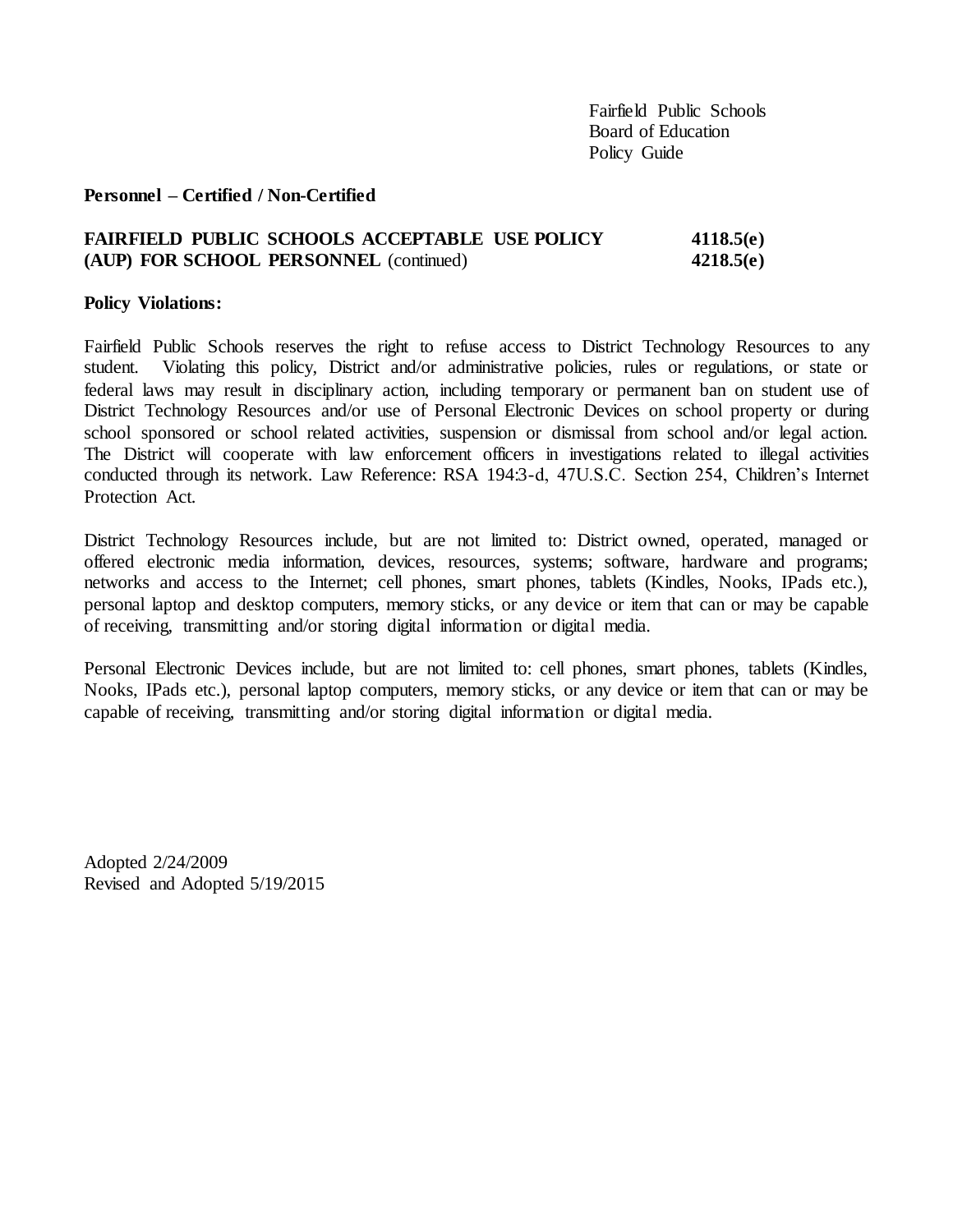Fairfield Public Schools
Board of Education
Policy Guide

**Personnel – Certified / Non-Certified**

| | |
|---|---|
| **FAIRFIELD PUBLIC SCHOOLS ACCEPTABLE USE POLICY** | **4118.5(e)** |
| **(AUP) FOR SCHOOL PERSONNEL** (continued) | **4218.5(e)** |

**Policy Violations:**

Fairfield Public Schools reserves the right to refuse access to District Technology Resources to any student. Violating this policy, District and/or administrative policies, rules or regulations, or state or federal laws may result in disciplinary action, including temporary or permanent ban on student use of District Technology Resources and/or use of Personal Electronic Devices on school property or during school sponsored or school related activities, suspension or dismissal from school and/or legal action. The District will cooperate with law enforcement officers in investigations related to illegal activities conducted through its network. Law Reference: RSA 194:3-d, 47U.S.C. Section 254, Children's Internet Protection Act.

District Technology Resources include, but are not limited to: District owned, operated, managed or offered electronic media information, devices, resources, systems; software, hardware and programs; networks and access to the Internet; cell phones, smart phones, tablets (Kindles, Nooks, IPads etc.), personal laptop and desktop computers, memory sticks, or any device or item that can or may be capable of receiving, transmitting and/or storing digital information or digital media.

Personal Electronic Devices include, but are not limited to: cell phones, smart phones, tablets (Kindles, Nooks, IPads etc.), personal laptop computers, memory sticks, or any device or item that can or may be capable of receiving, transmitting and/or storing digital information or digital media.

Adopted 2/24/2009
Revised and Adopted 5/19/2015